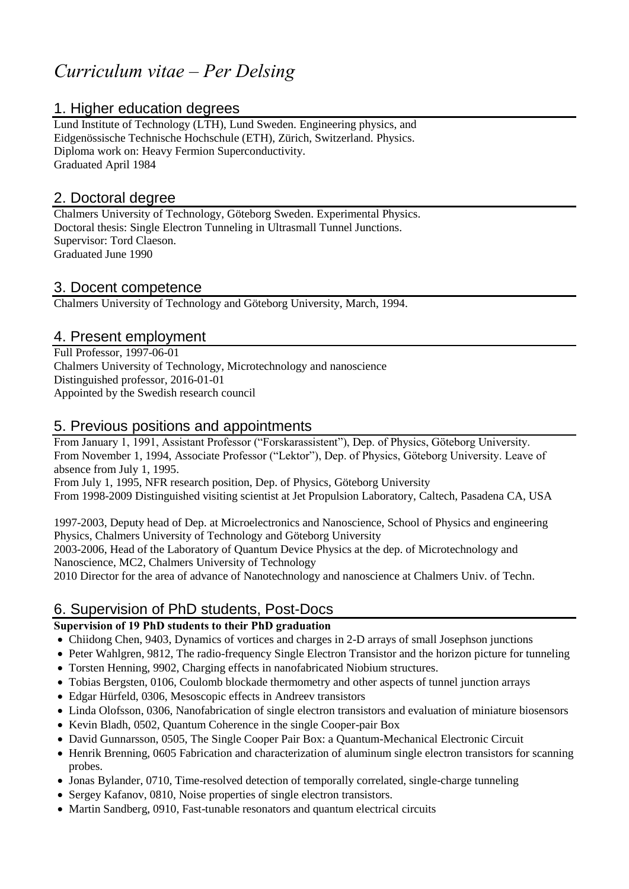# *Curriculum vitae – Per Delsing*

## 1. Higher education degrees

Lund Institute of Technology (LTH), Lund Sweden. Engineering physics, and
Eidgenössische Technische Hochschule (ETH), Zürich, Switzerland. Physics.
Diploma work on: Heavy Fermion Superconductivity.
Graduated April 1984

## 2. Doctoral degree

Chalmers University of Technology, Göteborg Sweden. Experimental Physics.
Doctoral thesis: Single Electron Tunneling in Ultrasmall Tunnel Junctions.
Supervisor: Tord Claeson.
Graduated June 1990

## 3. Docent competence

Chalmers University of Technology and Göteborg University, March, 1994.

## 4. Present employment

Full Professor, 1997-06-01
Chalmers University of Technology, Microtechnology and nanoscience
Distinguished professor, 2016-01-01
Appointed by the Swedish research council

## 5. Previous positions and appointments

From January 1, 1991, Assistant Professor ("Forskarassistent"), Dep. of Physics, Göteborg University.
From November 1, 1994, Associate Professor ("Lektor"), Dep. of Physics, Göteborg University. Leave of absence from July 1, 1995.
From July 1, 1995, NFR research position, Dep. of Physics, Göteborg University
From 1998-2009 Distinguished visiting scientist at Jet Propulsion Laboratory, Caltech, Pasadena CA, USA

1997-2003, Deputy head of Dep. at Microelectronics and Nanoscience, School of Physics and engineering Physics, Chalmers University of Technology and Göteborg University
2003-2006, Head of the Laboratory of Quantum Device Physics at the dep. of Microtechnology and Nanoscience, MC2, Chalmers University of Technology
2010 Director for the area of advance of Nanotechnology and nanoscience at Chalmers Univ. of Techn.

## 6. Supervision of PhD students, Post-Docs

**Supervision of 19 PhD students to their PhD graduation**

- Chiidong Chen, 9403, Dynamics of vortices and charges in 2-D arrays of small Josephson junctions
- Peter Wahlgren, 9812, The radio-frequency Single Electron Transistor and the horizon picture for tunneling
- Torsten Henning, 9902, Charging effects in nanofabricated Niobium structures.
- Tobias Bergsten, 0106, Coulomb blockade thermometry and other aspects of tunnel junction arrays
- Edgar Hürfeld, 0306, Mesoscopic effects in Andreev transistors
- Linda Olofsson, 0306, Nanofabrication of single electron transistors and evaluation of miniature biosensors
- Kevin Bladh, 0502, Quantum Coherence in the single Cooper-pair Box
- David Gunnarsson, 0505, The Single Cooper Pair Box: a Quantum-Mechanical Electronic Circuit
- Henrik Brenning, 0605 Fabrication and characterization of aluminum single electron transistors for scanning probes.
- Jonas Bylander, 0710, Time-resolved detection of temporally correlated, single-charge tunneling
- Sergey Kafanov, 0810, Noise properties of single electron transistors.
- Martin Sandberg, 0910, Fast-tunable resonators and quantum electrical circuits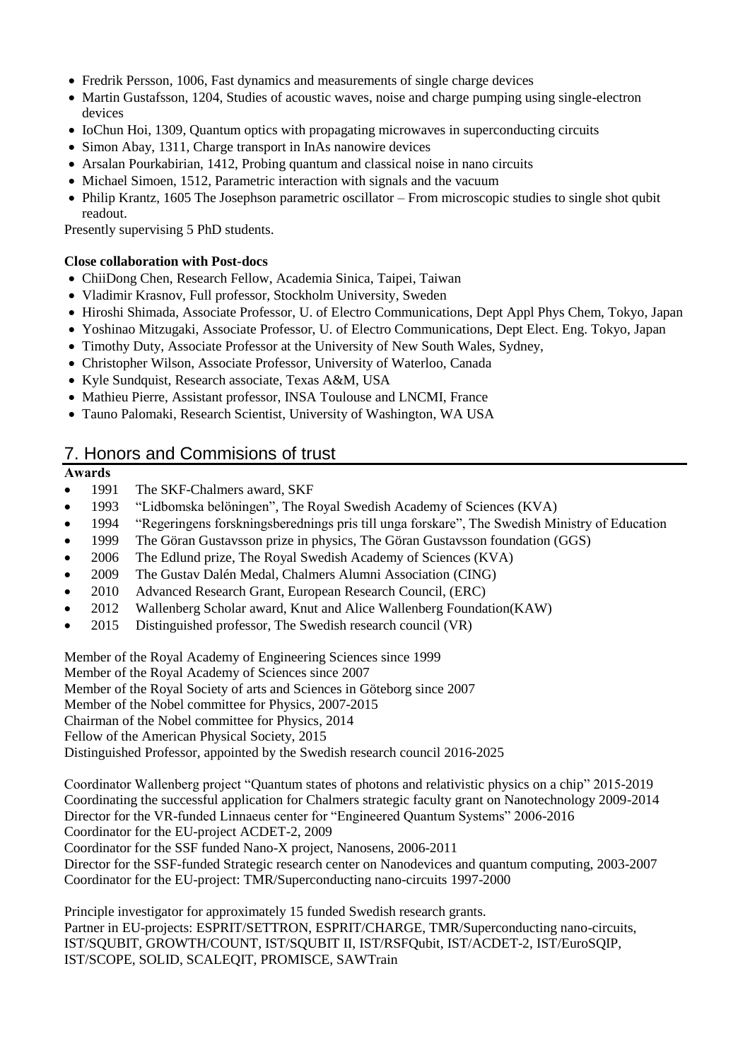- Fredrik Persson, 1006, Fast dynamics and measurements of single charge devices
- Martin Gustafsson, 1204, Studies of acoustic waves, noise and charge pumping using single-electron devices
- IoChun Hoi, 1309, Quantum optics with propagating microwaves in superconducting circuits
- Simon Abay, 1311, Charge transport in InAs nanowire devices
- Arsalan Pourkabirian, 1412, Probing quantum and classical noise in nano circuits
- Michael Simoen, 1512, Parametric interaction with signals and the vacuum
- Philip Krantz, 1605 The Josephson parametric oscillator – From microscopic studies to single shot qubit readout.

Presently supervising 5 PhD students.

**Close collaboration with Post-docs**

- ChiiDong Chen, Research Fellow, Academia Sinica, Taipei, Taiwan
- Vladimir Krasnov, Full professor, Stockholm University, Sweden
- Hiroshi Shimada, Associate Professor, U. of Electro Communications, Dept Appl Phys Chem, Tokyo, Japan
- Yoshinao Mitzugaki, Associate Professor, U. of Electro Communications, Dept Elect. Eng. Tokyo, Japan
- Timothy Duty, Associate Professor at the University of New South Wales, Sydney,
- Christopher Wilson, Associate Professor, University of Waterloo, Canada
- Kyle Sundquist, Research associate, Texas A&M, USA
- Mathieu Pierre, Assistant professor, INSA Toulouse and LNCMI, France
- Tauno Palomaki, Research Scientist, University of Washington, WA USA

## 7. Honors and Commisions of trust

**Awards**

- 1991 The SKF-Chalmers award, SKF
- 1993 "Lidbomska belöningen", The Royal Swedish Academy of Sciences (KVA)
- 1994 "Regeringens forskningsberednings pris till unga forskare", The Swedish Ministry of Education
- 1999 The Göran Gustavsson prize in physics, The Göran Gustavsson foundation (GGS)
- 2006 The Edlund prize, The Royal Swedish Academy of Sciences (KVA)
- 2009 The Gustav Dalén Medal, Chalmers Alumni Association (CING)
- 2010 Advanced Research Grant, European Research Council, (ERC)
- 2012 Wallenberg Scholar award, Knut and Alice Wallenberg Foundation(KAW)
- 2015 Distinguished professor, The Swedish research council (VR)

Member of the Royal Academy of Engineering Sciences since 1999
Member of the Royal Academy of Sciences since 2007
Member of the Royal Society of arts and Sciences in Göteborg since 2007
Member of the Nobel committee for Physics, 2007-2015
Chairman of the Nobel committee for Physics, 2014
Fellow of the American Physical Society, 2015
Distinguished Professor, appointed by the Swedish research council 2016-2025

Coordinator Wallenberg project "Quantum states of photons and relativistic physics on a chip" 2015-2019
Coordinating the successful application for Chalmers strategic faculty grant on Nanotechnology 2009-2014
Director for the VR-funded Linnaeus center for "Engineered Quantum Systems" 2006-2016
Coordinator for the EU-project ACDET-2, 2009
Coordinator for the SSF funded Nano-X project, Nanosens, 2006-2011
Director for the SSF-funded Strategic research center on Nanodevices and quantum computing, 2003-2007
Coordinator for the EU-project: TMR/Superconducting nano-circuits 1997-2000

Principle investigator for approximately 15 funded Swedish research grants.
Partner in EU-projects: ESPRIT/SETTRON, ESPRIT/CHARGE, TMR/Superconducting nano-circuits, IST/SQUBIT, GROWTH/COUNT, IST/SQUBIT II, IST/RSFQubit, IST/ACDET-2, IST/EuroSQIP, IST/SCOPE, SOLID, SCALEQIT, PROMISCE, SAWTrain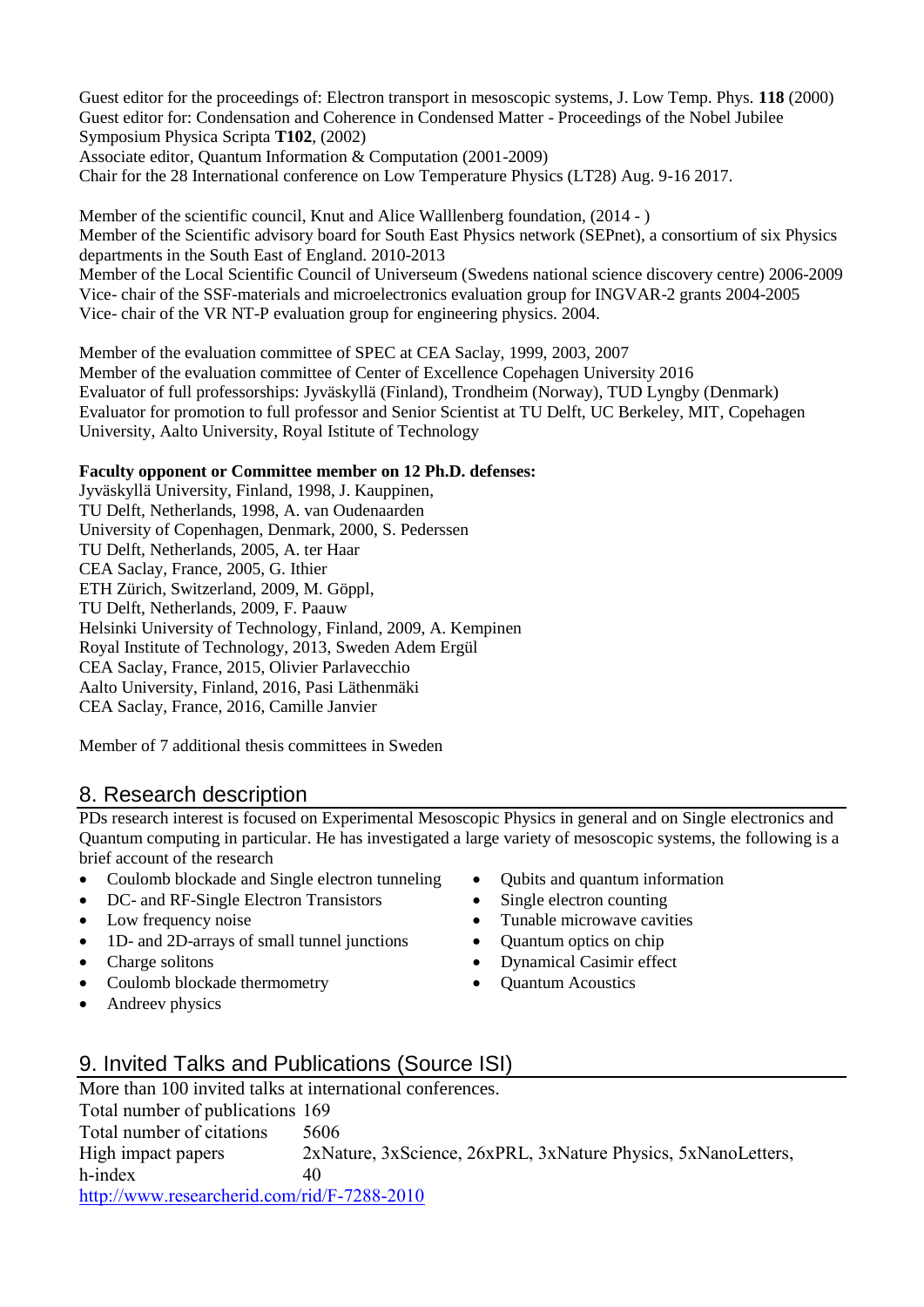Guest editor for the proceedings of: Electron transport in mesoscopic systems, J. Low Temp. Phys. **118** (2000)
Guest editor for: Condensation and Coherence in Condensed Matter - Proceedings of the Nobel Jubilee Symposium Physica Scripta **T102**, (2002)
Associate editor, Quantum Information & Computation (2001-2009)
Chair for the 28 International conference on Low Temperature Physics (LT28) Aug. 9-16 2017.

Member of the scientific council, Knut and Alice Walllenberg foundation, (2014 - )
Member of the Scientific advisory board for South East Physics network (SEPnet), a consortium of six Physics departments in the South East of England. 2010-2013
Member of the Local Scientific Council of Universeum (Swedens national science discovery centre) 2006-2009
Vice- chair of the SSF-materials and microelectronics evaluation group for INGVAR-2 grants 2004-2005
Vice- chair of the VR NT-P evaluation group for engineering physics. 2004.

Member of the evaluation committee of SPEC at CEA Saclay, 1999, 2003, 2007
Member of the evaluation committee of Center of Excellence Copehagen University 2016
Evaluator of full professorships: Jyväskyllä (Finland), Trondheim (Norway), TUD Lyngby (Denmark)
Evaluator for promotion to full professor and Senior Scientist at TU Delft, UC Berkeley, MIT, Copehagen University, Aalto University, Royal Istitute of Technology

**Faculty opponent or Committee member on 12 Ph.D. defenses:**
Jyväskyllä University, Finland, 1998, J. Kauppinen,
TU Delft, Netherlands, 1998, A. van Oudenaarden
University of Copenhagen, Denmark, 2000, S. Pederssen
TU Delft, Netherlands, 2005, A. ter Haar
CEA Saclay, France, 2005, G. Ithier
ETH Zürich, Switzerland, 2009, M. Göppl,
TU Delft, Netherlands, 2009, F. Paauw
Helsinki University of Technology, Finland, 2009, A. Kempinen
Royal Institute of Technology, 2013, Sweden Adem Ergül
CEA Saclay, France, 2015, Olivier Parlavecchio
Aalto University, Finland, 2016, Pasi Läthenmäki
CEA Saclay, France, 2016, Camille Janvier

Member of 7 additional thesis committees in Sweden

## 8. Research description

PDs research interest is focused on Experimental Mesoscopic Physics in general and on Single electronics and Quantum computing in particular. He has investigated a large variety of mesoscopic systems, the following is a brief account of the research

- Coulomb blockade and Single electron tunneling
- DC- and RF-Single Electron Transistors
- Low frequency noise
- 1D- and 2D-arrays of small tunnel junctions
- Charge solitons
- Coulomb blockade thermometry
- Andreev physics
- Qubits and quantum information
- Single electron counting
- Tunable microwave cavities
- Quantum optics on chip
- Dynamical Casimir effect
- Quantum Acoustics

## 9. Invited Talks and Publications (Source ISI)

More than 100 invited talks at international conferences.

| | |
|---|---|
| Total number of publications | 169 |
| Total number of citations | 5606 |
| High impact papers | 2xNature, 3xScience, 26xPRL, 3xNature Physics, 5xNanoLetters, |
| h-index | 40 |

http://www.researcherid.com/rid/F-7288-2010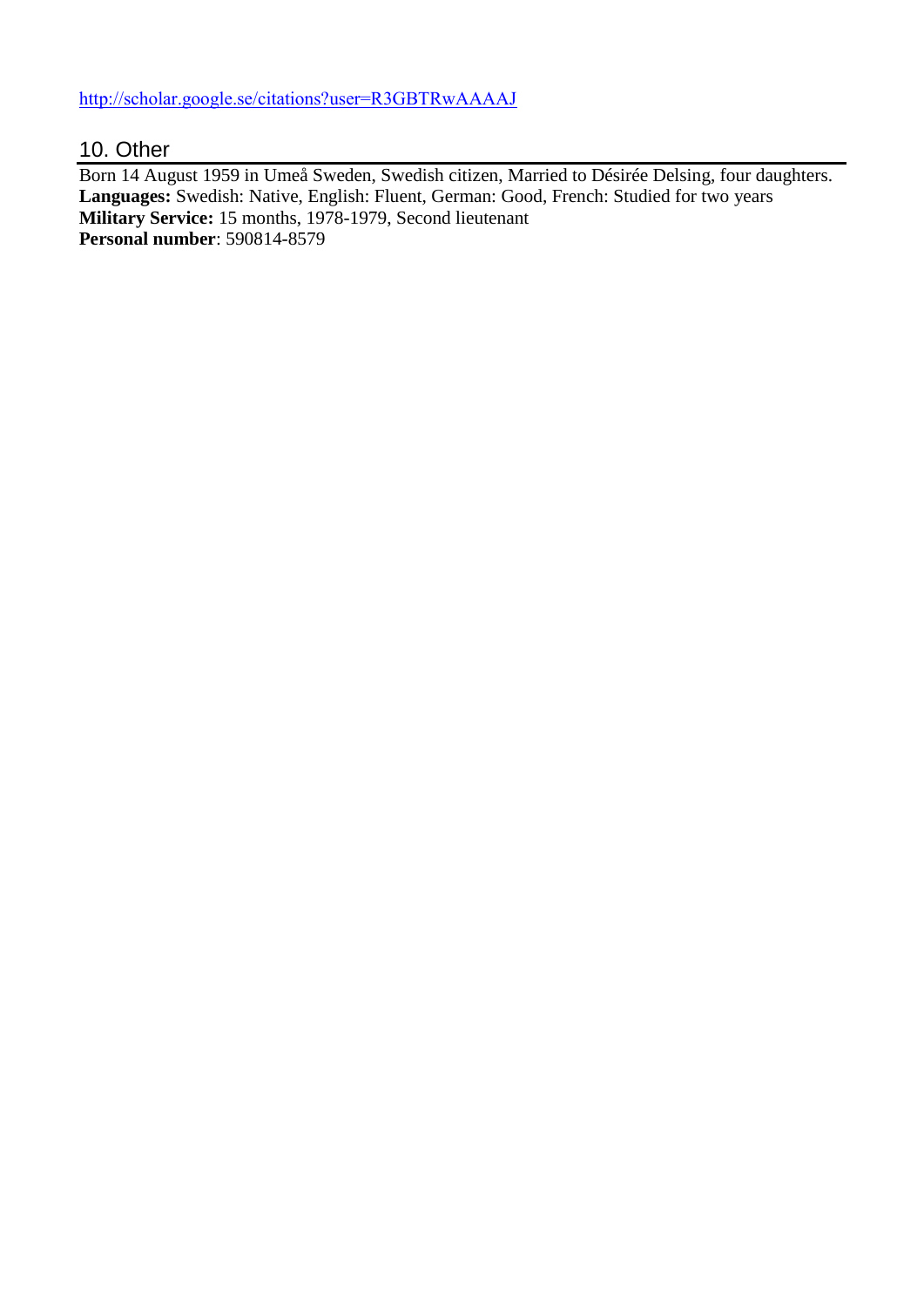http://scholar.google.se/citations?user=R3GBTRwAAAAJ

## 10. Other

Born 14 August 1959 in Umeå Sweden, Swedish citizen, Married to Désirée Delsing, four daughters.
**Languages:** Swedish: Native, English: Fluent, German: Good, French: Studied for two years
**Military Service:** 15 months, 1978-1979, Second lieutenant
**Personal number**: 590814-8579